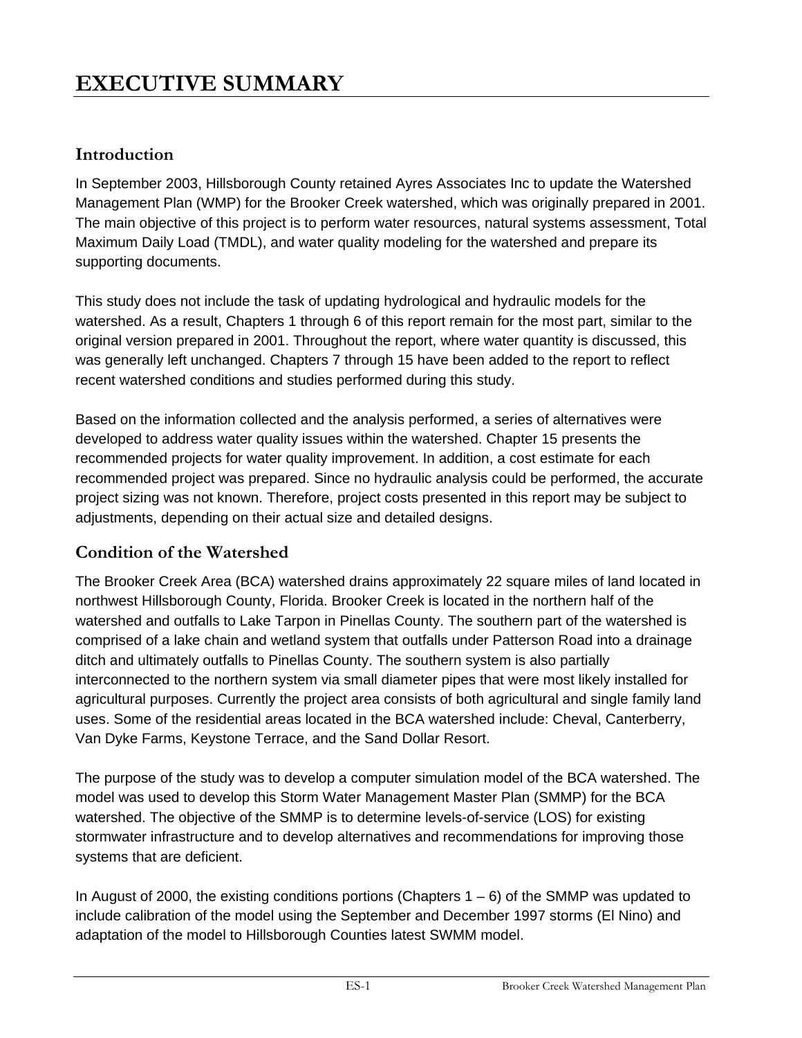# EXECUTIVE SUMMARY

## Introduction

In September 2003, Hillsborough County retained Ayres Associates Inc to update the Watershed Management Plan (WMP) for the Brooker Creek watershed, which was originally prepared in 2001. The main objective of this project is to perform water resources, natural systems assessment, Total Maximum Daily Load (TMDL), and water quality modeling for the watershed and prepare its supporting documents.

This study does not include the task of updating hydrological and hydraulic models for the watershed. As a result, Chapters 1 through 6 of this report remain for the most part, similar to the original version prepared in 2001. Throughout the report, where water quantity is discussed, this was generally left unchanged. Chapters 7 through 15 have been added to the report to reflect recent watershed conditions and studies performed during this study.

Based on the information collected and the analysis performed, a series of alternatives were developed to address water quality issues within the watershed. Chapter 15 presents the recommended projects for water quality improvement. In addition, a cost estimate for each recommended project was prepared. Since no hydraulic analysis could be performed, the accurate project sizing was not known. Therefore, project costs presented in this report may be subject to adjustments, depending on their actual size and detailed designs.

## Condition of the Watershed

The Brooker Creek Area (BCA) watershed drains approximately 22 square miles of land located in northwest Hillsborough County, Florida. Brooker Creek is located in the northern half of the watershed and outfalls to Lake Tarpon in Pinellas County. The southern part of the watershed is comprised of a lake chain and wetland system that outfalls under Patterson Road into a drainage ditch and ultimately outfalls to Pinellas County. The southern system is also partially interconnected to the northern system via small diameter pipes that were most likely installed for agricultural purposes. Currently the project area consists of both agricultural and single family land uses. Some of the residential areas located in the BCA watershed include: Cheval, Canterberry, Van Dyke Farms, Keystone Terrace, and the Sand Dollar Resort.

The purpose of the study was to develop a computer simulation model of the BCA watershed. The model was used to develop this Storm Water Management Master Plan (SMMP) for the BCA watershed. The objective of the SMMP is to determine levels-of-service (LOS) for existing stormwater infrastructure and to develop alternatives and recommendations for improving those systems that are deficient.

In August of 2000, the existing conditions portions (Chapters 1 – 6) of the SMMP was updated to include calibration of the model using the September and December 1997 storms (El Nino) and adaptation of the model to Hillsborough Counties latest SWMM model.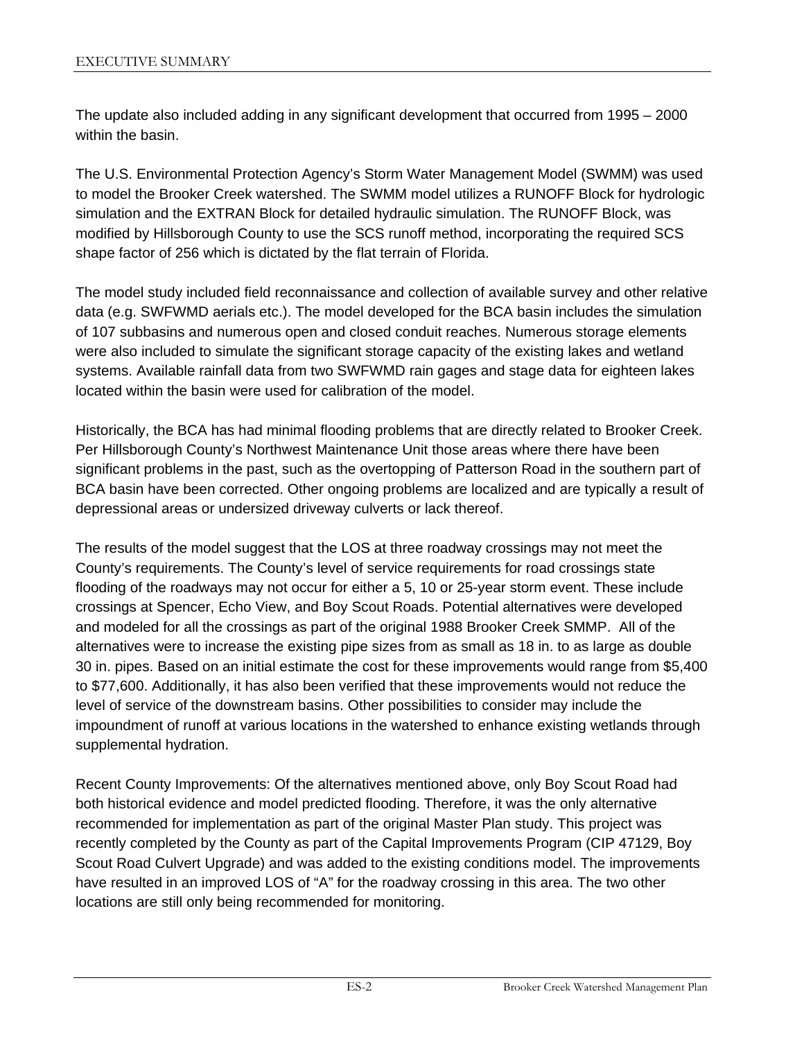The update also included adding in any significant development that occurred from 1995 – 2000 within the basin.

The U.S. Environmental Protection Agency's Storm Water Management Model (SWMM) was used to model the Brooker Creek watershed. The SWMM model utilizes a RUNOFF Block for hydrologic simulation and the EXTRAN Block for detailed hydraulic simulation. The RUNOFF Block, was modified by Hillsborough County to use the SCS runoff method, incorporating the required SCS shape factor of 256 which is dictated by the flat terrain of Florida.

The model study included field reconnaissance and collection of available survey and other relative data (e.g. SWFWMD aerials etc.). The model developed for the BCA basin includes the simulation of 107 subbasins and numerous open and closed conduit reaches. Numerous storage elements were also included to simulate the significant storage capacity of the existing lakes and wetland systems. Available rainfall data from two SWFWMD rain gages and stage data for eighteen lakes located within the basin were used for calibration of the model.

Historically, the BCA has had minimal flooding problems that are directly related to Brooker Creek. Per Hillsborough County's Northwest Maintenance Unit those areas where there have been significant problems in the past, such as the overtopping of Patterson Road in the southern part of BCA basin have been corrected. Other ongoing problems are localized and are typically a result of depressional areas or undersized driveway culverts or lack thereof.

The results of the model suggest that the LOS at three roadway crossings may not meet the County's requirements. The County's level of service requirements for road crossings state flooding of the roadways may not occur for either a 5, 10 or 25-year storm event. These include crossings at Spencer, Echo View, and Boy Scout Roads. Potential alternatives were developed and modeled for all the crossings as part of the original 1988 Brooker Creek SMMP. All of the alternatives were to increase the existing pipe sizes from as small as 18 in. to as large as double 30 in. pipes. Based on an initial estimate the cost for these improvements would range from $5,400 to $77,600. Additionally, it has also been verified that these improvements would not reduce the level of service of the downstream basins. Other possibilities to consider may include the impoundment of runoff at various locations in the watershed to enhance existing wetlands through supplemental hydration.

Recent County Improvements: Of the alternatives mentioned above, only Boy Scout Road had both historical evidence and model predicted flooding. Therefore, it was the only alternative recommended for implementation as part of the original Master Plan study. This project was recently completed by the County as part of the Capital Improvements Program (CIP 47129, Boy Scout Road Culvert Upgrade) and was added to the existing conditions model. The improvements have resulted in an improved LOS of "A" for the roadway crossing in this area. The two other locations are still only being recommended for monitoring.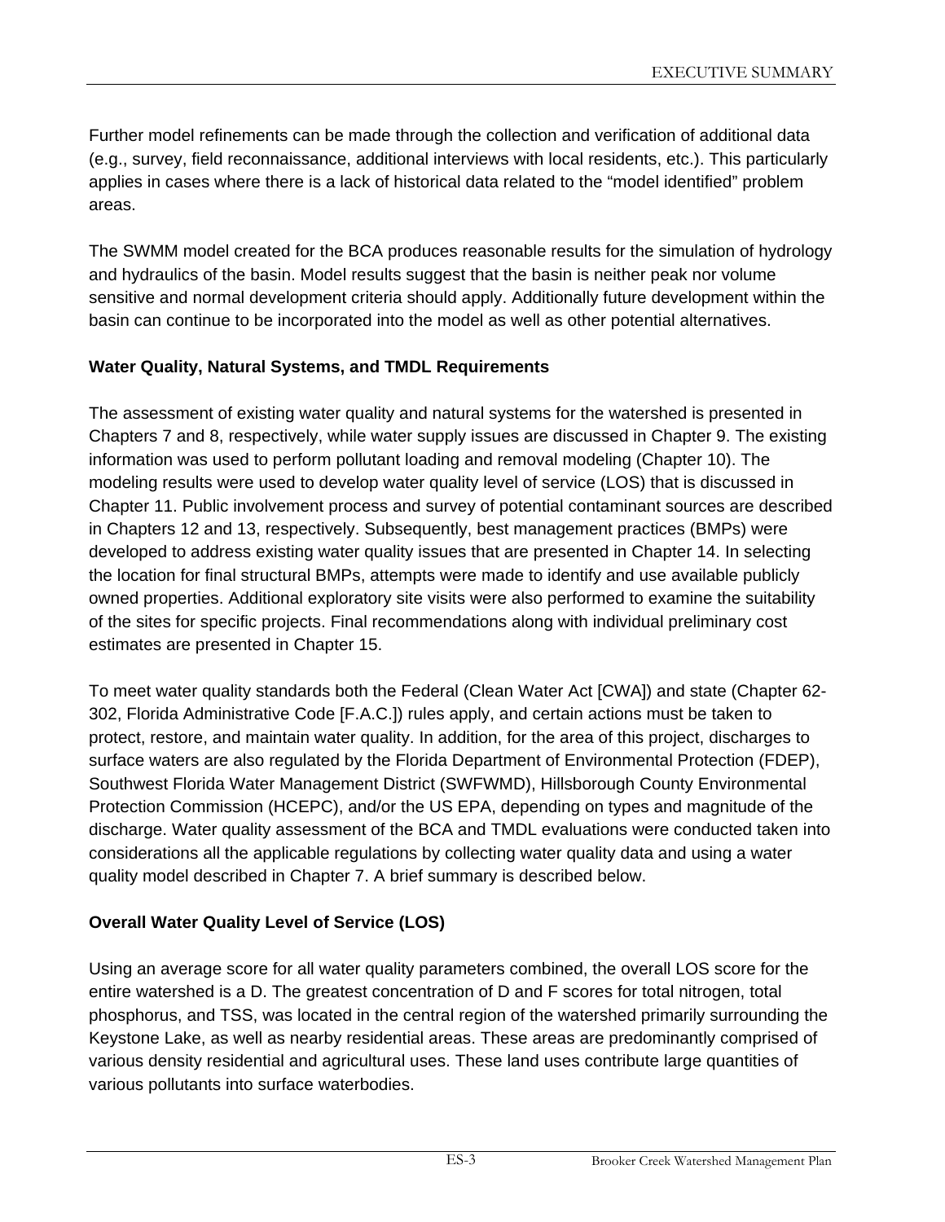Further model refinements can be made through the collection and verification of additional data (e.g., survey, field reconnaissance, additional interviews with local residents, etc.). This particularly applies in cases where there is a lack of historical data related to the "model identified" problem areas.

The SWMM model created for the BCA produces reasonable results for the simulation of hydrology and hydraulics of the basin. Model results suggest that the basin is neither peak nor volume sensitive and normal development criteria should apply. Additionally future development within the basin can continue to be incorporated into the model as well as other potential alternatives.

**Water Quality, Natural Systems, and TMDL Requirements**

The assessment of existing water quality and natural systems for the watershed is presented in Chapters 7 and 8, respectively, while water supply issues are discussed in Chapter 9. The existing information was used to perform pollutant loading and removal modeling (Chapter 10). The modeling results were used to develop water quality level of service (LOS) that is discussed in Chapter 11. Public involvement process and survey of potential contaminant sources are described in Chapters 12 and 13, respectively. Subsequently, best management practices (BMPs) were developed to address existing water quality issues that are presented in Chapter 14. In selecting the location for final structural BMPs, attempts were made to identify and use available publicly owned properties. Additional exploratory site visits were also performed to examine the suitability of the sites for specific projects. Final recommendations along with individual preliminary cost estimates are presented in Chapter 15.

To meet water quality standards both the Federal (Clean Water Act [CWA]) and state (Chapter 62-302, Florida Administrative Code [F.A.C.]) rules apply, and certain actions must be taken to protect, restore, and maintain water quality. In addition, for the area of this project, discharges to surface waters are also regulated by the Florida Department of Environmental Protection (FDEP), Southwest Florida Water Management District (SWFWMD), Hillsborough County Environmental Protection Commission (HCEPC), and/or the US EPA, depending on types and magnitude of the discharge. Water quality assessment of the BCA and TMDL evaluations were conducted taken into considerations all the applicable regulations by collecting water quality data and using a water quality model described in Chapter 7. A brief summary is described below.

**Overall Water Quality Level of Service (LOS)**

Using an average score for all water quality parameters combined, the overall LOS score for the entire watershed is a D. The greatest concentration of D and F scores for total nitrogen, total phosphorus, and TSS, was located in the central region of the watershed primarily surrounding the Keystone Lake, as well as nearby residential areas. These areas are predominantly comprised of various density residential and agricultural uses. These land uses contribute large quantities of various pollutants into surface waterbodies.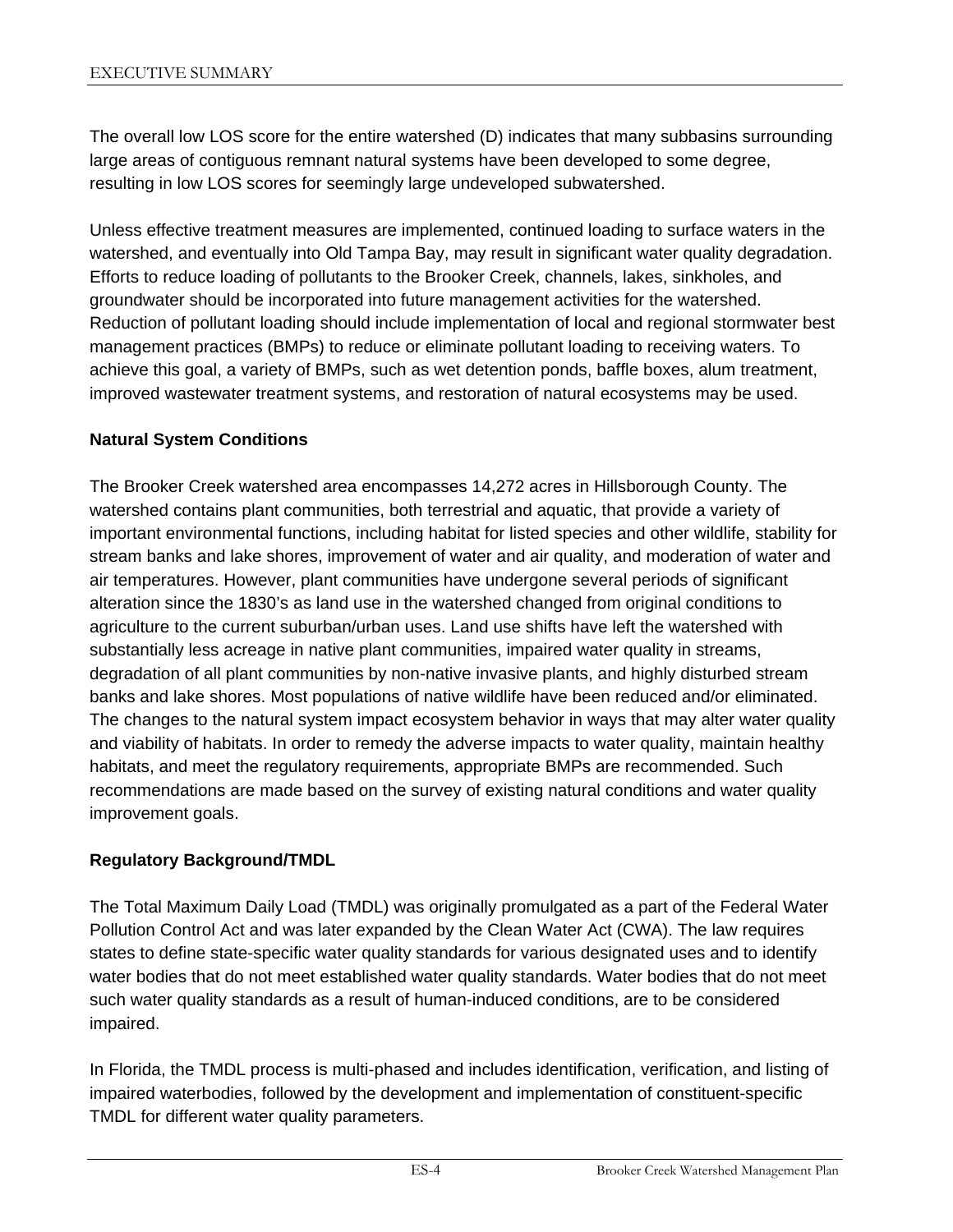The overall low LOS score for the entire watershed (D) indicates that many subbasins surrounding large areas of contiguous remnant natural systems have been developed to some degree, resulting in low LOS scores for seemingly large undeveloped subwatershed.

Unless effective treatment measures are implemented, continued loading to surface waters in the watershed, and eventually into Old Tampa Bay, may result in significant water quality degradation. Efforts to reduce loading of pollutants to the Brooker Creek, channels, lakes, sinkholes, and groundwater should be incorporated into future management activities for the watershed. Reduction of pollutant loading should include implementation of local and regional stormwater best management practices (BMPs) to reduce or eliminate pollutant loading to receiving waters. To achieve this goal, a variety of BMPs, such as wet detention ponds, baffle boxes, alum treatment, improved wastewater treatment systems, and restoration of natural ecosystems may be used.

**Natural System Conditions**

The Brooker Creek watershed area encompasses 14,272 acres in Hillsborough County. The watershed contains plant communities, both terrestrial and aquatic, that provide a variety of important environmental functions, including habitat for listed species and other wildlife, stability for stream banks and lake shores, improvement of water and air quality, and moderation of water and air temperatures. However, plant communities have undergone several periods of significant alteration since the 1830's as land use in the watershed changed from original conditions to agriculture to the current suburban/urban uses. Land use shifts have left the watershed with substantially less acreage in native plant communities, impaired water quality in streams, degradation of all plant communities by non-native invasive plants, and highly disturbed stream banks and lake shores. Most populations of native wildlife have been reduced and/or eliminated. The changes to the natural system impact ecosystem behavior in ways that may alter water quality and viability of habitats. In order to remedy the adverse impacts to water quality, maintain healthy habitats, and meet the regulatory requirements, appropriate BMPs are recommended. Such recommendations are made based on the survey of existing natural conditions and water quality improvement goals.

**Regulatory Background/TMDL**

The Total Maximum Daily Load (TMDL) was originally promulgated as a part of the Federal Water Pollution Control Act and was later expanded by the Clean Water Act (CWA). The law requires states to define state-specific water quality standards for various designated uses and to identify water bodies that do not meet established water quality standards. Water bodies that do not meet such water quality standards as a result of human-induced conditions, are to be considered impaired.

In Florida, the TMDL process is multi-phased and includes identification, verification, and listing of impaired waterbodies, followed by the development and implementation of constituent-specific TMDL for different water quality parameters.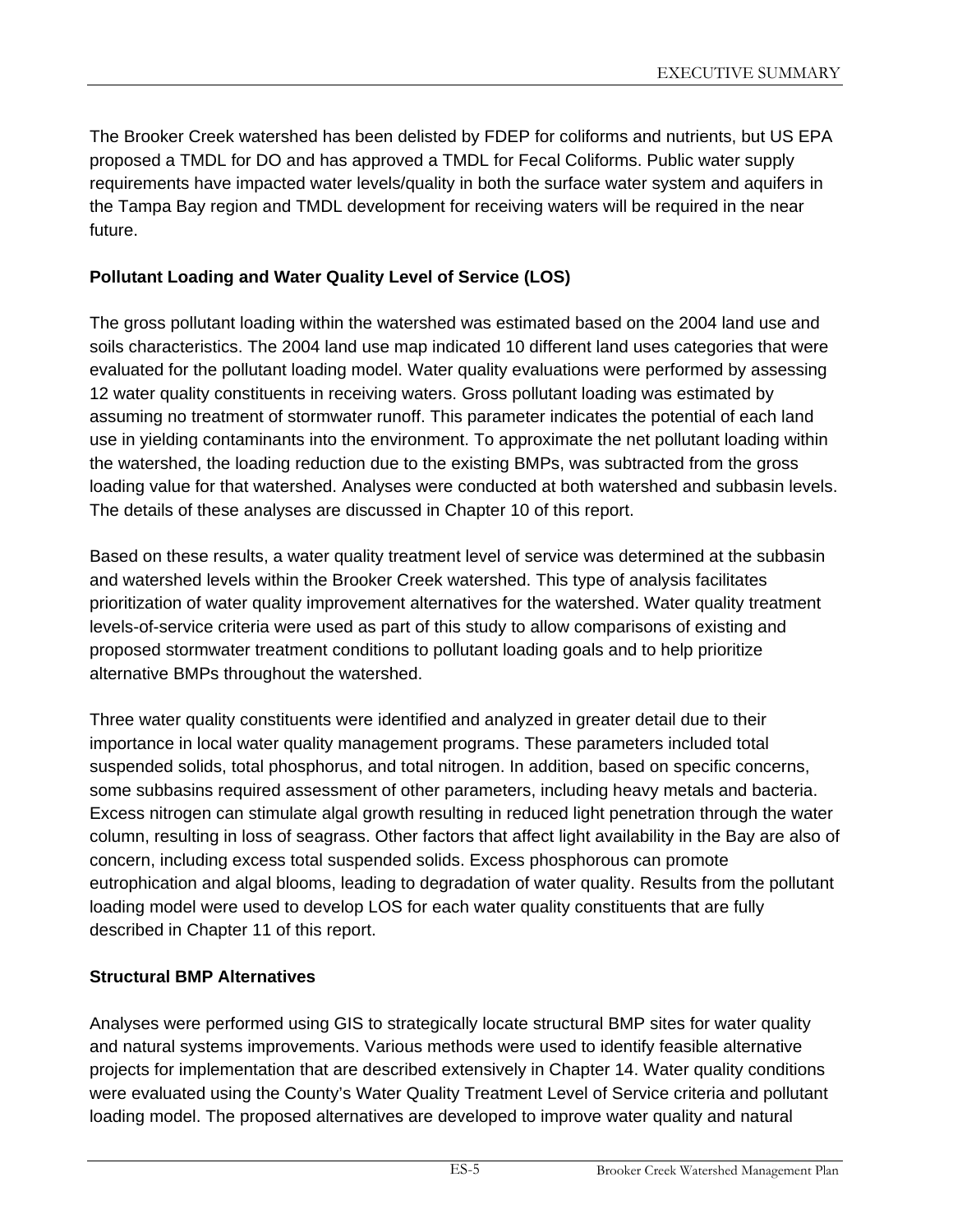The Brooker Creek watershed has been delisted by FDEP for coliforms and nutrients, but US EPA proposed a TMDL for DO and has approved a TMDL for Fecal Coliforms. Public water supply requirements have impacted water levels/quality in both the surface water system and aquifers in the Tampa Bay region and TMDL development for receiving waters will be required in the near future.

**Pollutant Loading and Water Quality Level of Service (LOS)**

The gross pollutant loading within the watershed was estimated based on the 2004 land use and soils characteristics. The 2004 land use map indicated 10 different land uses categories that were evaluated for the pollutant loading model. Water quality evaluations were performed by assessing 12 water quality constituents in receiving waters. Gross pollutant loading was estimated by assuming no treatment of stormwater runoff. This parameter indicates the potential of each land use in yielding contaminants into the environment. To approximate the net pollutant loading within the watershed, the loading reduction due to the existing BMPs, was subtracted from the gross loading value for that watershed. Analyses were conducted at both watershed and subbasin levels. The details of these analyses are discussed in Chapter 10 of this report.

Based on these results, a water quality treatment level of service was determined at the subbasin and watershed levels within the Brooker Creek watershed. This type of analysis facilitates prioritization of water quality improvement alternatives for the watershed. Water quality treatment levels-of-service criteria were used as part of this study to allow comparisons of existing and proposed stormwater treatment conditions to pollutant loading goals and to help prioritize alternative BMPs throughout the watershed.

Three water quality constituents were identified and analyzed in greater detail due to their importance in local water quality management programs. These parameters included total suspended solids, total phosphorus, and total nitrogen. In addition, based on specific concerns, some subbasins required assessment of other parameters, including heavy metals and bacteria. Excess nitrogen can stimulate algal growth resulting in reduced light penetration through the water column, resulting in loss of seagrass. Other factors that affect light availability in the Bay are also of concern, including excess total suspended solids. Excess phosphorous can promote eutrophication and algal blooms, leading to degradation of water quality. Results from the pollutant loading model were used to develop LOS for each water quality constituents that are fully described in Chapter 11 of this report.

**Structural BMP Alternatives**

Analyses were performed using GIS to strategically locate structural BMP sites for water quality and natural systems improvements. Various methods were used to identify feasible alternative projects for implementation that are described extensively in Chapter 14. Water quality conditions were evaluated using the County's Water Quality Treatment Level of Service criteria and pollutant loading model. The proposed alternatives are developed to improve water quality and natural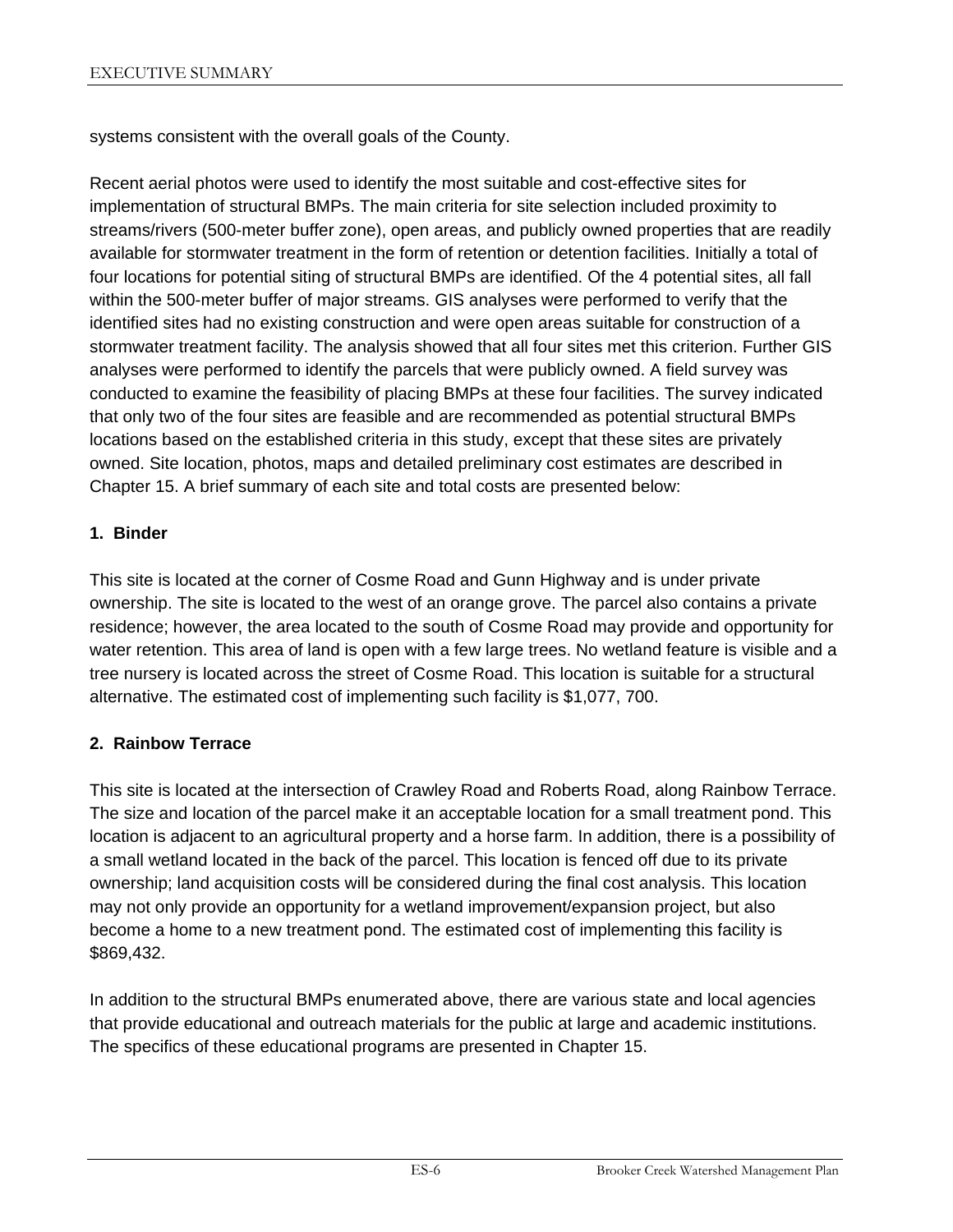systems consistent with the overall goals of the County.

Recent aerial photos were used to identify the most suitable and cost-effective sites for implementation of structural BMPs. The main criteria for site selection included proximity to streams/rivers (500-meter buffer zone), open areas, and publicly owned properties that are readily available for stormwater treatment in the form of retention or detention facilities. Initially a total of four locations for potential siting of structural BMPs are identified. Of the 4 potential sites, all fall within the 500-meter buffer of major streams. GIS analyses were performed to verify that the identified sites had no existing construction and were open areas suitable for construction of a stormwater treatment facility. The analysis showed that all four sites met this criterion. Further GIS analyses were performed to identify the parcels that were publicly owned. A field survey was conducted to examine the feasibility of placing BMPs at these four facilities. The survey indicated that only two of the four sites are feasible and are recommended as potential structural BMPs locations based on the established criteria in this study, except that these sites are privately owned. Site location, photos, maps and detailed preliminary cost estimates are described in Chapter 15. A brief summary of each site and total costs are presented below:

**1. Binder**

This site is located at the corner of Cosme Road and Gunn Highway and is under private ownership. The site is located to the west of an orange grove. The parcel also contains a private residence; however, the area located to the south of Cosme Road may provide and opportunity for water retention. This area of land is open with a few large trees. No wetland feature is visible and a tree nursery is located across the street of Cosme Road. This location is suitable for a structural alternative. The estimated cost of implementing such facility is $1,077, 700.

**2. Rainbow Terrace**

This site is located at the intersection of Crawley Road and Roberts Road, along Rainbow Terrace. The size and location of the parcel make it an acceptable location for a small treatment pond. This location is adjacent to an agricultural property and a horse farm. In addition, there is a possibility of a small wetland located in the back of the parcel. This location is fenced off due to its private ownership; land acquisition costs will be considered during the final cost analysis. This location may not only provide an opportunity for a wetland improvement/expansion project, but also become a home to a new treatment pond. The estimated cost of implementing this facility is $869,432.

In addition to the structural BMPs enumerated above, there are various state and local agencies that provide educational and outreach materials for the public at large and academic institutions. The specifics of these educational programs are presented in Chapter 15.